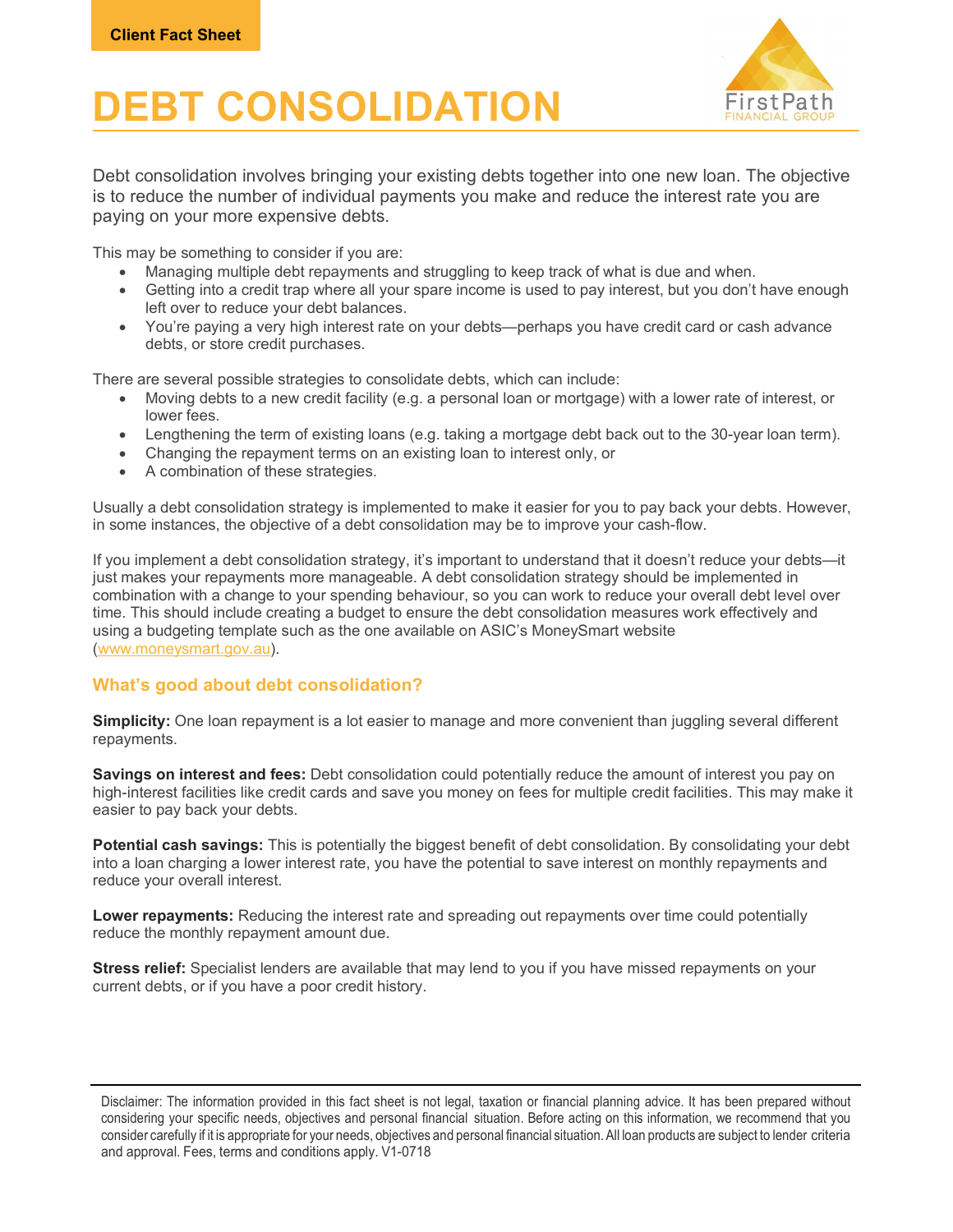Client Fact Sheet

# DEBT CONSOLIDATION

Debt consolidation involves bringing your existing debts together into one new loan. The objective is to reduce the number of individual payments you make and reduce the interest rate you are paying on your more expensive debts.

This may be something to consider if you are:

- Managing multiple debt repayments and struggling to keep track of what is due and when.
- Getting into a credit trap where all your spare income is used to pay interest, but you don't have enough left over to reduce your debt balances.
- You're paying a very high interest rate on your debts—perhaps you have credit card or cash advance debts, or store credit purchases.

There are several possible strategies to consolidate debts, which can include:

- Moving debts to a new credit facility (e.g. a personal loan or mortgage) with a lower rate of interest, or lower fees.
- Lengthening the term of existing loans (e.g. taking a mortgage debt back out to the 30-year loan term).
- Changing the repayment terms on an existing loan to interest only, or
- A combination of these strategies.

Usually a debt consolidation strategy is implemented to make it easier for you to pay back your debts. However, in some instances, the objective of a debt consolidation may be to improve your cash-flow.

If you implement a debt consolidation strategy, it's important to understand that it doesn't reduce your debts—it just makes your repayments more manageable. A debt consolidation strategy should be implemented in combination with a change to your spending behaviour, so you can work to reduce your overall debt level over time. This should include creating a budget to ensure the debt consolidation measures work effectively and using a budgeting template such as the one available on ASIC's MoneySmart website (www.moneysmart.gov.au).

## What's good about debt consolidation?

**Simplicity:** One loan repayment is a lot easier to manage and more convenient than juggling several different repayments.

**Savings on interest and fees:** Debt consolidation could potentially reduce the amount of interest you pay on high-interest facilities like credit cards and save you money on fees for multiple credit facilities. This may make it easier to pay back your debts.

**Potential cash savings:** This is potentially the biggest benefit of debt consolidation. By consolidating your debt into a loan charging a lower interest rate, you have the potential to save interest on monthly repayments and reduce your overall interest.

**Lower repayments:** Reducing the interest rate and spreading out repayments over time could potentially reduce the monthly repayment amount due.

**Stress relief:** Specialist lenders are available that may lend to you if you have missed repayments on your current debts, or if you have a poor credit history.

Disclaimer: The information provided in this fact sheet is not legal, taxation or financial planning advice. It has been prepared without considering your specific needs, objectives and personal financial situation. Before acting on this information, we recommend that you consider carefully if it is appropriate for your needs, objectives and personal financial situation. All loan products are subject to lender criteria and approval. Fees, terms and conditions apply. V1-0718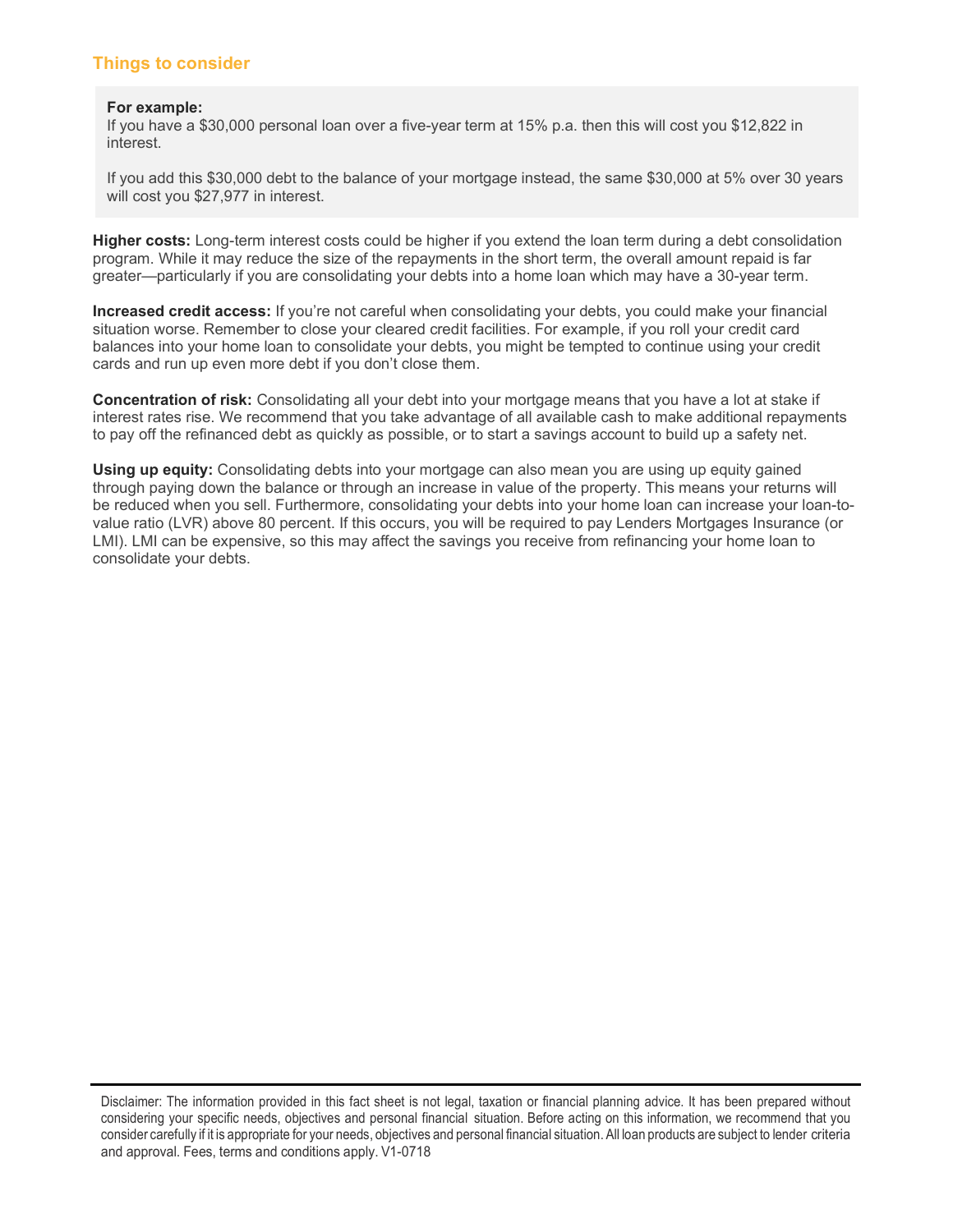## Things to consider

**For example:**
If you have a $30,000 personal loan over a five-year term at 15% p.a. then this will cost you $12,822 in interest.

If you add this $30,000 debt to the balance of your mortgage instead, the same $30,000 at 5% over 30 years will cost you $27,977 in interest.

**Higher costs:** Long-term interest costs could be higher if you extend the loan term during a debt consolidation program. While it may reduce the size of the repayments in the short term, the overall amount repaid is far greater—particularly if you are consolidating your debts into a home loan which may have a 30-year term.

**Increased credit access:** If you're not careful when consolidating your debts, you could make your financial situation worse. Remember to close your cleared credit facilities. For example, if you roll your credit card balances into your home loan to consolidate your debts, you might be tempted to continue using your credit cards and run up even more debt if you don't close them.

**Concentration of risk:** Consolidating all your debt into your mortgage means that you have a lot at stake if interest rates rise. We recommend that you take advantage of all available cash to make additional repayments to pay off the refinanced debt as quickly as possible, or to start a savings account to build up a safety net.

**Using up equity:** Consolidating debts into your mortgage can also mean you are using up equity gained through paying down the balance or through an increase in value of the property. This means your returns will be reduced when you sell. Furthermore, consolidating your debts into your home loan can increase your loan-to-value ratio (LVR) above 80 percent. If this occurs, you will be required to pay Lenders Mortgages Insurance (or LMI). LMI can be expensive, so this may affect the savings you receive from refinancing your home loan to consolidate your debts.

---

Disclaimer: The information provided in this fact sheet is not legal, taxation or financial planning advice. It has been prepared without considering your specific needs, objectives and personal financial situation. Before acting on this information, we recommend that you consider carefully if it is appropriate for your needs, objectives and personal financial situation. All loan products are subject to lender criteria and approval. Fees, terms and conditions apply. V1-0718